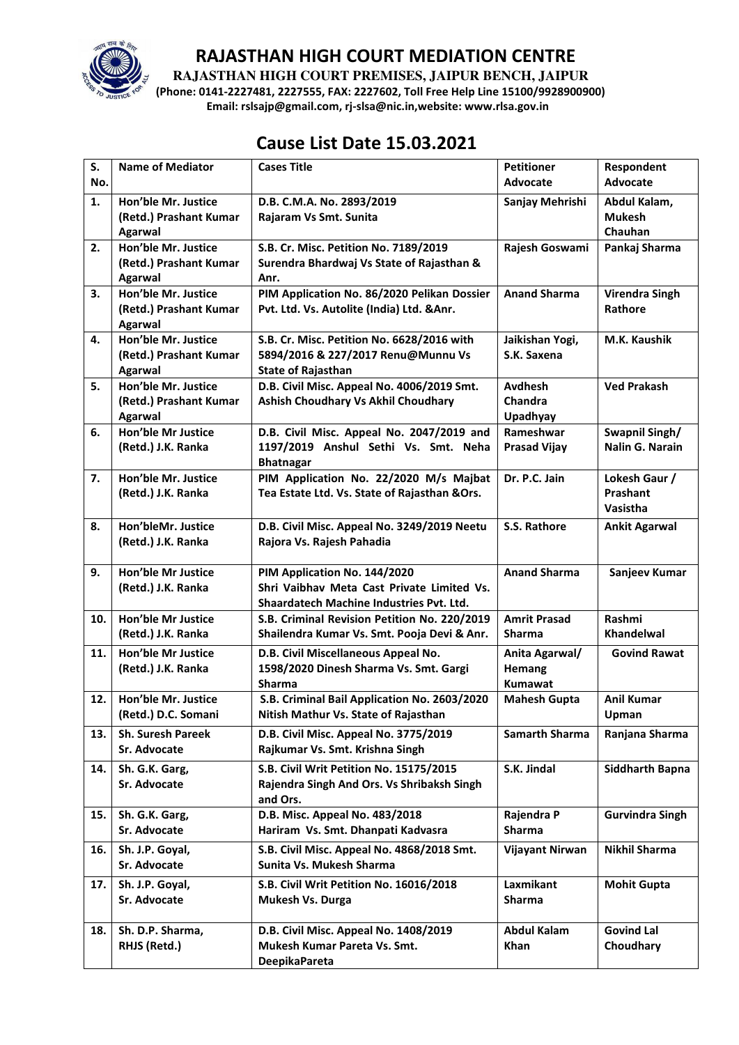# RAJASTHAN HIGH COURT MEDIATION CENTRE

**RAJASTHAN HIGH COURT PREMISES, JAIPUR BENCH, JAIPUR**

**(Phone: 0141-2227481, 2227555, FAX: 2227602, Toll Free Help Line 15100/9928900900)**

**Email: rslsajp@gmail.com, rj-slsa@nic.in,website: www.rlsa.gov.in**

## Cause List Date 15.03.2021

| S. No. | Name of Mediator | Cases Title | Petitioner Advocate | Respondent Advocate |
|---|---|---|---|---|
| 1. | Hon'ble Mr. Justice (Retd.) Prashant Kumar Agarwal | D.B. C.M.A. No. 2893/2019 Rajaram Vs Smt. Sunita | Sanjay Mehrishi | Abdul Kalam, Mukesh Chauhan |
| 2. | Hon'ble Mr. Justice (Retd.) Prashant Kumar Agarwal | S.B. Cr. Misc. Petition No. 7189/2019 Surendra Bhardwaj Vs State of Rajasthan & Anr. | Rajesh Goswami | Pankaj Sharma |
| 3. | Hon'ble Mr. Justice (Retd.) Prashant Kumar Agarwal | PIM Application No. 86/2020 Pelikan Dossier Pvt. Ltd. Vs. Autolite (India) Ltd. &Anr. | Anand Sharma | Virendra Singh Rathore |
| 4. | Hon'ble Mr. Justice (Retd.) Prashant Kumar Agarwal | S.B. Cr. Misc. Petition No. 6628/2016 with 5894/2016 & 227/2017 Renu@Munnu Vs State of Rajasthan | Jaikishan Yogi, S.K. Saxena | M.K. Kaushik |
| 5. | Hon'ble Mr. Justice (Retd.) Prashant Kumar Agarwal | D.B. Civil Misc. Appeal No. 4006/2019 Smt. Ashish Choudhary Vs Akhil Choudhary | Avdhesh Chandra Upadhyay | Ved Prakash |
| 6. | Hon'ble Mr Justice (Retd.) J.K. Ranka | D.B. Civil Misc. Appeal No. 2047/2019 and 1197/2019 Anshul Sethi Vs. Smt. Neha Bhatnagar | Rameshwar Prasad Vijay | Swapnil Singh/ Nalin G. Narain |
| 7. | Hon'ble Mr. Justice (Retd.) J.K. Ranka | PIM Application No. 22/2020 M/s Majbat Tea Estate Ltd. Vs. State of Rajasthan &Ors. | Dr. P.C. Jain | Lokesh Gaur / Prashant Vasistha |
| 8. | Hon'bleMr. Justice (Retd.) J.K. Ranka | D.B. Civil Misc. Appeal No. 3249/2019 Neetu Rajora Vs. Rajesh Pahadia | S.S. Rathore | Ankit Agarwal |
| 9. | Hon'ble Mr Justice (Retd.) J.K. Ranka | PIM Application No. 144/2020 Shri Vaibhav Meta Cast Private Limited Vs. Shaardatech Machine Industries Pvt. Ltd. | Anand Sharma | Sanjeev Kumar |
| 10. | Hon'ble Mr Justice (Retd.) J.K. Ranka | S.B. Criminal Revision Petition No. 220/2019 Shailendra Kumar Vs. Smt. Pooja Devi & Anr. | Amrit Prasad Sharma | Rashmi Khandelwal |
| 11. | Hon'ble Mr Justice (Retd.) J.K. Ranka | D.B. Civil Miscellaneous Appeal No. 1598/2020 Dinesh Sharma Vs. Smt. Gargi Sharma | Anita Agarwal/ Hemang Kumawat | Govind Rawat |
| 12. | Hon'ble Mr. Justice (Retd.) D.C. Somani | S.B. Criminal Bail Application No. 2603/2020 Nitish Mathur Vs. State of Rajasthan | Mahesh Gupta | Anil Kumar Upman |
| 13. | Sh. Suresh Pareek Sr. Advocate | D.B. Civil Misc. Appeal No. 3775/2019 Rajkumar Vs. Smt. Krishna Singh | Samarth Sharma | Ranjana Sharma |
| 14. | Sh. G.K. Garg, Sr. Advocate | S.B. Civil Writ Petition No. 15175/2015 Rajendra Singh And Ors. Vs Shribaksh Singh and Ors. | S.K. Jindal | Siddharth Bapna |
| 15. | Sh. G.K. Garg, Sr. Advocate | D.B. Misc. Appeal No. 483/2018 Hariram Vs. Smt. Dhanpati Kadvasra | Rajendra P Sharma | Gurvindra Singh |
| 16. | Sh. J.P. Goyal, Sr. Advocate | S.B. Civil Misc. Appeal No. 4868/2018 Smt. Sunita Vs. Mukesh Sharma | Vijayant Nirwan | Nikhil Sharma |
| 17. | Sh. J.P. Goyal, Sr. Advocate | S.B. Civil Writ Petition No. 16016/2018 Mukesh Vs. Durga | Laxmikant Sharma | Mohit Gupta |
| 18. | Sh. D.P. Sharma, RHJS (Retd.) | D.B. Civil Misc. Appeal No. 1408/2019 Mukesh Kumar Pareta Vs. Smt. DeepikaPareta | Abdul Kalam Khan | Govind Lal Choudhary |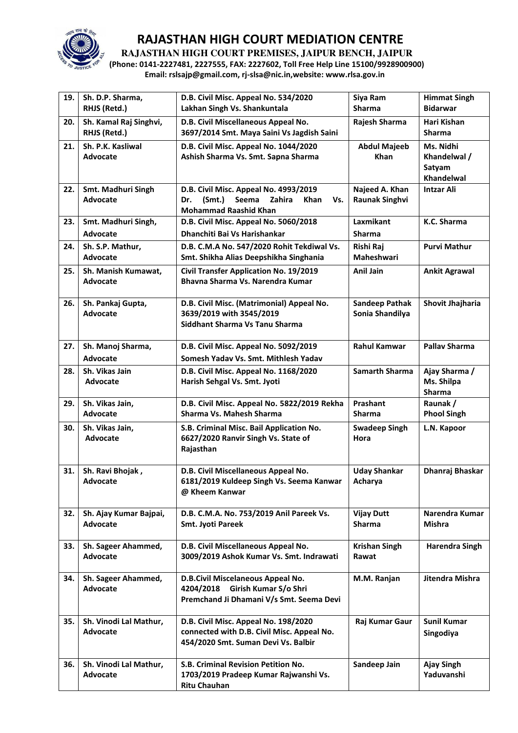# RAJASTHAN HIGH COURT MEDIATION CENTRE

**RAJASTHAN HIGH COURT PREMISES, JAIPUR BENCH, JAIPUR**

**(Phone: 0141-2227481, 2227555, FAX: 2227602, Toll Free Help Line 15100/9928900900)**

**Email: rslsajp@gmail.com, rj-slsa@nic.in,website: www.rlsa.gov.in**

| | | | | |
|---|---|---|---|---|
| **19.** | **Sh. D.P. Sharma, RHJS (Retd.)** | **D.B. Civil Misc. Appeal No. 534/2020 Lakhan Singh Vs. Shankuntala** | **Siya Ram Sharma** | **Himmat Singh Bidarwar** |
| **20.** | **Sh. Kamal Raj Singhvi, RHJS (Retd.)** | **D.B. Civil Miscellaneous Appeal No. 3697/2014 Smt. Maya Saini Vs Jagdish Saini** | **Rajesh Sharma** | **Hari Kishan Sharma** |
| **21.** | **Sh. P.K. Kasliwal Advocate** | **D.B. Civil Misc. Appeal No. 1044/2020 Ashish Sharma Vs. Smt. Sapna Sharma** | **Abdul Majeeb Khan** | **Ms. Nidhi Khandelwal / Satyam Khandelwal** |
| **22.** | **Smt. Madhuri Singh Advocate** | **D.B. Civil Misc. Appeal No. 4993/2019 Dr. (Smt.) Seema Zahira Khan Vs. Mohammad Raashid Khan** | **Najeed A. Khan Raunak Singhvi** | **Intzar Ali** |
| **23.** | **Smt. Madhuri Singh, Advocate** | **D.B. Civil Misc. Appeal No. 5060/2018 Dhanchiti Bai Vs Harishankar** | **Laxmikant Sharma** | **K.C. Sharma** |
| **24.** | **Sh. S.P. Mathur, Advocate** | **D.B. C.M.A No. 547/2020 Rohit Tekdiwal Vs. Smt. Shikha Alias Deepshikha Singhania** | **Rishi Raj Maheshwari** | **Purvi Mathur** |
| **25.** | **Sh. Manish Kumawat, Advocate** | **Civil Transfer Application No. 19/2019 Bhavna Sharma Vs. Narendra Kumar** | **Anil Jain** | **Ankit Agrawal** |
| **26.** | **Sh. Pankaj Gupta, Advocate** | **D.B. Civil Misc. (Matrimonial) Appeal No. 3639/2019 with 3545/2019 Siddhant Sharma Vs Tanu Sharma** | **Sandeep Pathak Sonia Shandilya** | **Shovit Jhajharia** |
| **27.** | **Sh. Manoj Sharma, Advocate** | **D.B. Civil Misc. Appeal No. 5092/2019 Somesh Yadav Vs. Smt. Mithlesh Yadav** | **Rahul Kamwar** | **Pallav Sharma** |
| **28.** | **Sh. Vikas Jain Advocate** | **D.B. Civil Misc. Appeal No. 1168/2020 Harish Sehgal Vs. Smt. Jyoti** | **Samarth Sharma** | **Ajay Sharma / Ms. Shilpa Sharma** |
| **29.** | **Sh. Vikas Jain, Advocate** | **D.B. Civil Misc. Appeal No. 5822/2019 Rekha Sharma Vs. Mahesh Sharma** | **Prashant Sharma** | **Raunak / Phool Singh** |
| **30.** | **Sh. Vikas Jain, Advocate** | **S.B. Criminal Misc. Bail Application No. 6627/2020 Ranvir Singh Vs. State of Rajasthan** | **Swadeep Singh Hora** | **L.N. Kapoor** |
| **31.** | **Sh. Ravi Bhojak , Advocate** | **D.B. Civil Miscellaneous Appeal No. 6181/2019 Kuldeep Singh Vs. Seema Kanwar @ Kheem Kanwar** | **Uday Shankar Acharya** | **Dhanraj Bhaskar** |
| **32.** | **Sh. Ajay Kumar Bajpai, Advocate** | **D.B. C.M.A. No. 753/2019 Anil Pareek Vs. Smt. Jyoti Pareek** | **Vijay Dutt Sharma** | **Narendra Kumar Mishra** |
| **33.** | **Sh. Sageer Ahammed, Advocate** | **D.B. Civil Miscellaneous Appeal No. 3009/2019 Ashok Kumar Vs. Smt. Indrawati** | **Krishan Singh Rawat** | **Harendra Singh** |
| **34.** | **Sh. Sageer Ahammed, Advocate** | **D.B.Civil Miscelaneous Appeal No. 4204/2018 Girish Kumar S/o Shri Premchand Ji Dhamani V/s Smt. Seema Devi** | **M.M. Ranjan** | **Jitendra Mishra** |
| **35.** | **Sh. Vinodi Lal Mathur, Advocate** | **D.B. Civil Misc. Appeal No. 198/2020 connected with D.B. Civil Misc. Appeal No. 454/2020 Smt. Suman Devi Vs. Balbir** | **Raj Kumar Gaur** | **Sunil Kumar Singodiya** |
| **36.** | **Sh. Vinodi Lal Mathur, Advocate** | **S.B. Criminal Revision Petition No. 1703/2019 Pradeep Kumar Rajwanshi Vs. Ritu Chauhan** | **Sandeep Jain** | **Ajay Singh Yaduvanshi** |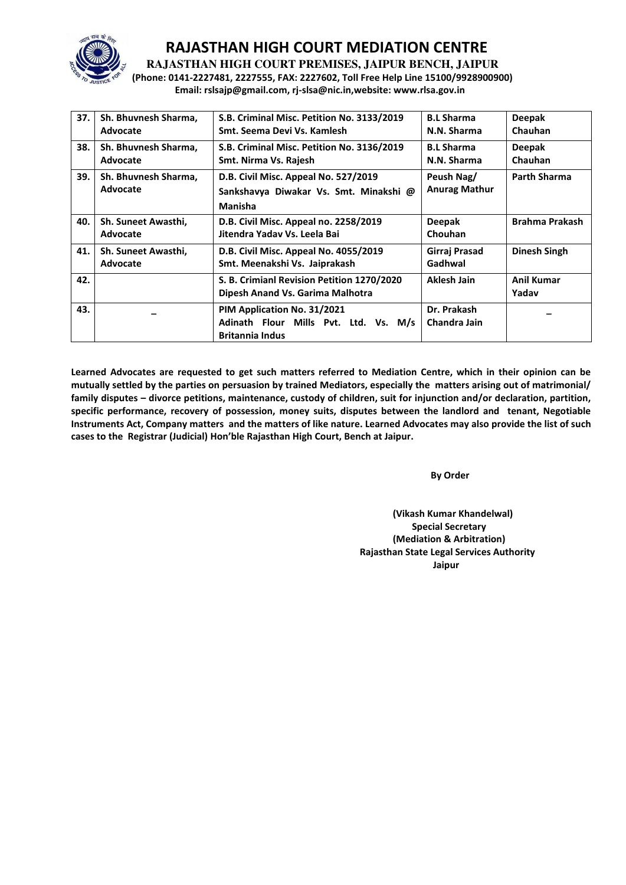# RAJASTHAN HIGH COURT MEDIATION CENTRE

**RAJASTHAN HIGH COURT PREMISES, JAIPUR BENCH, JAIPUR**

**(Phone: 0141-2227481, 2227555, FAX: 2227602, Toll Free Help Line 15100/9928900900)**

**Email: rslsajp@gmail.com, rj-slsa@nic.in,website: www.rlsa.gov.in**

| | | | | |
|---|---|---|---|---|
| **37.** | **Sh. Bhuvnesh Sharma, Advocate** | **S.B. Criminal Misc. Petition No. 3133/2019 Smt. Seema Devi Vs. Kamlesh** | **B.L Sharma N.N. Sharma** | **Deepak Chauhan** |
| **38.** | **Sh. Bhuvnesh Sharma, Advocate** | **S.B. Criminal Misc. Petition No. 3136/2019 Smt. Nirma Vs. Rajesh** | **B.L Sharma N.N. Sharma** | **Deepak Chauhan** |
| **39.** | **Sh. Bhuvnesh Sharma, Advocate** | **D.B. Civil Misc. Appeal No. 527/2019 Sankshavya Diwakar Vs. Smt. Minakshi @ Manisha** | **Peush Nag/ Anurag Mathur** | **Parth Sharma** |
| **40.** | **Sh. Suneet Awasthi, Advocate** | **D.B. Civil Misc. Appeal no. 2258/2019 Jitendra Yadav Vs. Leela Bai** | **Deepak Chouhan** | **Brahma Prakash** |
| **41.** | **Sh. Suneet Awasthi, Advocate** | **D.B. Civil Misc. Appeal No. 4055/2019 Smt. Meenakshi Vs. Jaiprakash** | **Girraj Prasad Gadhwal** | **Dinesh Singh** |
| **42.** | | **S. B. Crimianl Revision Petition 1270/2020 Dipesh Anand Vs. Garima Malhotra** | **Aklesh Jain** | **Anil Kumar Yadav** |
| **43.** | **–** | **PIM Application No. 31/2021 Adinath Flour Mills Pvt. Ltd. Vs. M/s Britannia Indus** | **Dr. Prakash Chandra Jain** | **–** |

**Learned Advocates are requested to get such matters referred to Mediation Centre, which in their opinion can be mutually settled by the parties on persuasion by trained Mediators, especially the matters arising out of matrimonial/ family disputes – divorce petitions, maintenance, custody of children, suit for injunction and/or declaration, partition, specific performance, recovery of possession, money suits, disputes between the landlord and tenant, Negotiable Instruments Act, Company matters and the matters of like nature. Learned Advocates may also provide the list of such cases to the Registrar (Judicial) Hon'ble Rajasthan High Court, Bench at Jaipur.**

**By Order**

**(Vikash Kumar Khandelwal)**
**Special Secretary**
**(Mediation & Arbitration)**
**Rajasthan State Legal Services Authority**
**Jaipur**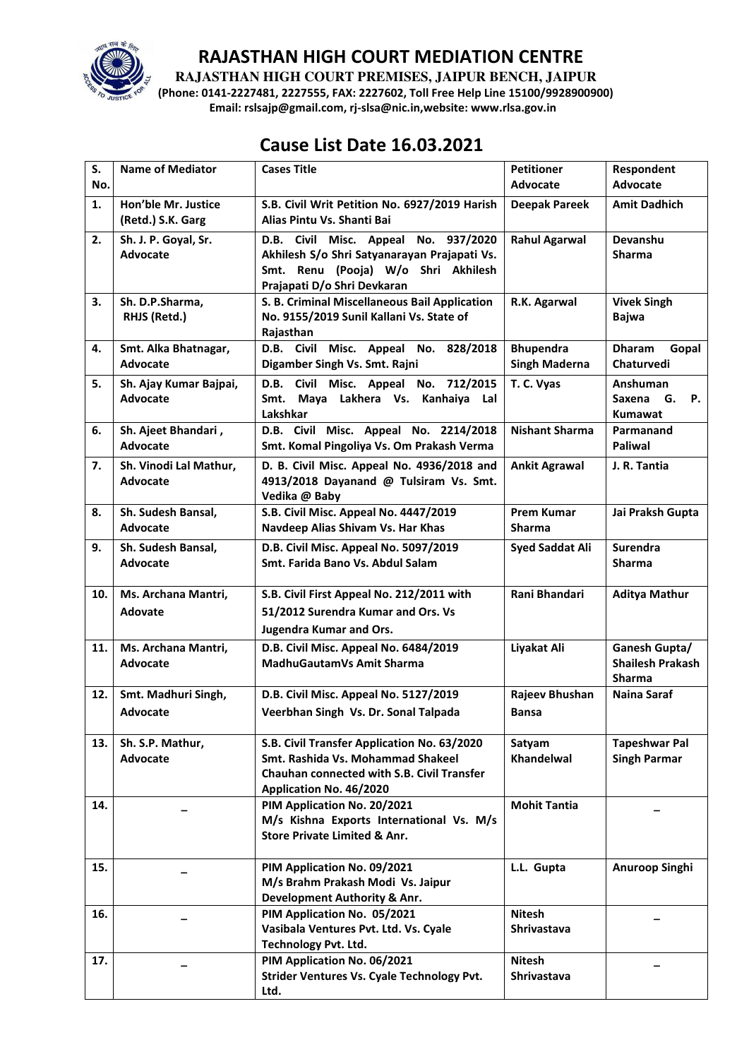# RAJASTHAN HIGH COURT MEDIATION CENTRE

**RAJASTHAN HIGH COURT PREMISES, JAIPUR BENCH, JAIPUR**

**(Phone: 0141-2227481, 2227555, FAX: 2227602, Toll Free Help Line 15100/9928900900)**

**Email: rslsajp@gmail.com, rj-slsa@nic.in,website: www.rlsa.gov.in**

## Cause List Date 16.03.2021

| S. No. | Name of Mediator | Cases Title | Petitioner Advocate | Respondent Advocate |
|---|---|---|---|---|
| 1. | Hon'ble Mr. Justice (Retd.) S.K. Garg | S.B. Civil Writ Petition No. 6927/2019 Harish Alias Pintu Vs. Shanti Bai | Deepak Pareek | Amit Dadhich |
| 2. | Sh. J. P. Goyal, Sr. Advocate | D.B. Civil Misc. Appeal No. 937/2020 Akhilesh S/o Shri Satyanarayan Prajapati Vs. Smt. Renu (Pooja) W/o Shri Akhilesh Prajapati D/o Shri Devkaran | Rahul Agarwal | Devanshu Sharma |
| 3. | Sh. D.P.Sharma, RHJS (Retd.) | S. B. Criminal Miscellaneous Bail Application No. 9155/2019 Sunil Kallani Vs. State of Rajasthan | R.K. Agarwal | Vivek Singh Bajwa |
| 4. | Smt. Alka Bhatnagar, Advocate | D.B. Civil Misc. Appeal No. 828/2018 Digamber Singh Vs. Smt. Rajni | Bhupendra Singh Maderna | Dharam Gopal Chaturvedi |
| 5. | Sh. Ajay Kumar Bajpai, Advocate | D.B. Civil Misc. Appeal No. 712/2015 Smt. Maya Lakhera Vs. Kanhaiya Lal Lakshkar | T. C. Vyas | Anshuman Saxena G. P. Kumawat |
| 6. | Sh. Ajeet Bhandari , Advocate | D.B. Civil Misc. Appeal No. 2214/2018 Smt. Komal Pingoliya Vs. Om Prakash Verma | Nishant Sharma | Parmanand Paliwal |
| 7. | Sh. Vinodi Lal Mathur, Advocate | D. B. Civil Misc. Appeal No. 4936/2018 and 4913/2018 Dayanand @ Tulsiram Vs. Smt. Vedika @ Baby | Ankit Agrawal | J. R. Tantia |
| 8. | Sh. Sudesh Bansal, Advocate | S.B. Civil Misc. Appeal No. 4447/2019 Navdeep Alias Shivam Vs. Har Khas | Prem Kumar Sharma | Jai Praksh Gupta |
| 9. | Sh. Sudesh Bansal, Advocate | D.B. Civil Misc. Appeal No. 5097/2019 Smt. Farida Bano Vs. Abdul Salam | Syed Saddat Ali | Surendra Sharma |
| 10. | Ms. Archana Mantri, Adovate | S.B. Civil First Appeal No. 212/2011 with 51/2012 Surendra Kumar and Ors. Vs Jugendra Kumar and Ors. | Rani Bhandari | Aditya Mathur |
| 11. | Ms. Archana Mantri, Advocate | D.B. Civil Misc. Appeal No. 6484/2019 MadhuGautamVs Amit Sharma | Liyakat Ali | Ganesh Gupta/ Shailesh Prakash Sharma |
| 12. | Smt. Madhuri Singh, Advocate | D.B. Civil Misc. Appeal No. 5127/2019 Veerbhan Singh Vs. Dr. Sonal Talpada | Rajeev Bhushan Bansa | Naina Saraf |
| 13. | Sh. S.P. Mathur, Advocate | S.B. Civil Transfer Application No. 63/2020 Smt. Rashida Vs. Mohammad Shakeel Chauhan connected with S.B. Civil Transfer Application No. 46/2020 | Satyam Khandelwal | Tapeshwar Pal Singh Parmar |
| 14. | – | PIM Application No. 20/2021 M/s Kishna Exports International Vs. M/s Store Private Limited & Anr. | Mohit Tantia | – |
| 15. | – | PIM Application No. 09/2021 M/s Brahm Prakash Modi Vs. Jaipur Development Authority & Anr. | L.L. Gupta | Anuroop Singhi |
| 16. | – | PIM Application No. 05/2021 Vasibala Ventures Pvt. Ltd. Vs. Cyale Technology Pvt. Ltd. | Nitesh Shrivastava | – |
| 17. | – | PIM Application No. 06/2021 Strider Ventures Vs. Cyale Technology Pvt. Ltd. | Nitesh Shrivastava | – |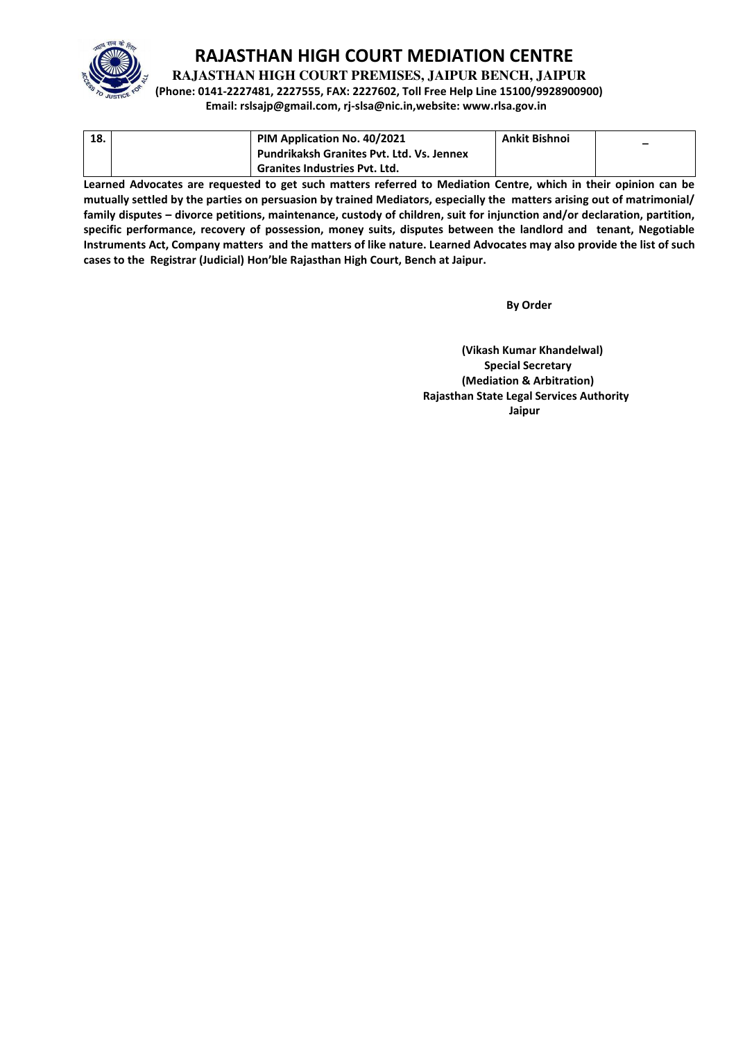# RAJASTHAN HIGH COURT MEDIATION CENTRE

**RAJASTHAN HIGH COURT PREMISES, JAIPUR BENCH, JAIPUR**

**(Phone: 0141-2227481, 2227555, FAX: 2227602, Toll Free Help Line 15100/9928900900)**

**Email: rslsajp@gmail.com, rj-slsa@nic.in,website: www.rlsa.gov.in**

| | | | | |
|---|---|---|---|---|
| 18. | | PIM Application No. 40/2021<br>Pundrikaksh Granites Pvt. Ltd. Vs. Jennex Granites Industries Pvt. Ltd. | Ankit Bishnoi | – |

**Learned Advocates are requested to get such matters referred to Mediation Centre, which in their opinion can be mutually settled by the parties on persuasion by trained Mediators, especially the matters arising out of matrimonial/ family disputes – divorce petitions, maintenance, custody of children, suit for injunction and/or declaration, partition, specific performance, recovery of possession, money suits, disputes between the landlord and tenant, Negotiable Instruments Act, Company matters and the matters of like nature. Learned Advocates may also provide the list of such cases to the Registrar (Judicial) Hon'ble Rajasthan High Court, Bench at Jaipur.**

**By Order**

**(Vikash Kumar Khandelwal)**
**Special Secretary**
**(Mediation & Arbitration)**
**Rajasthan State Legal Services Authority**
**Jaipur**